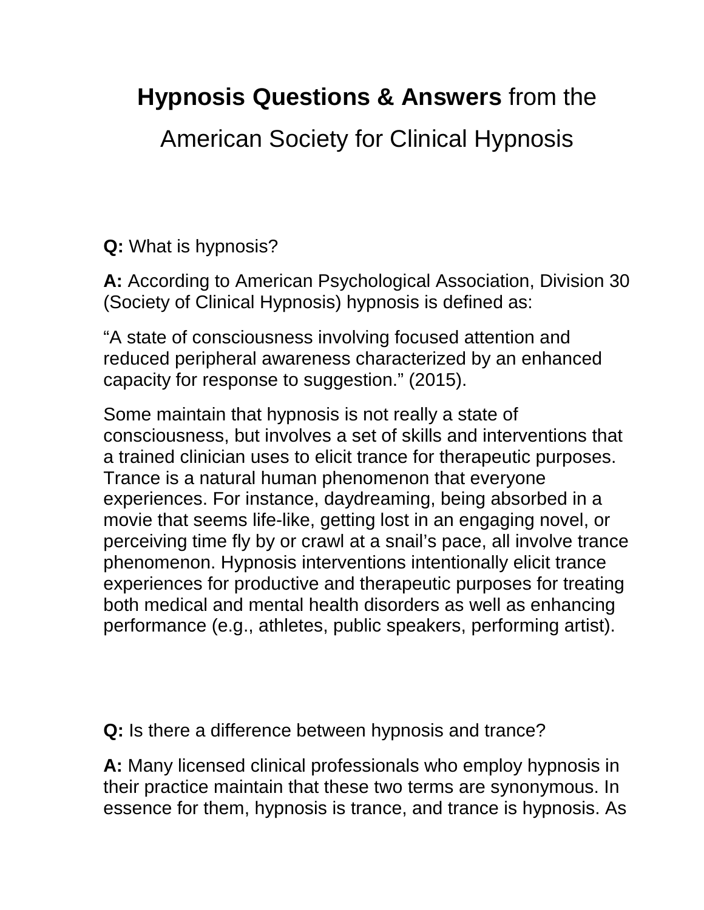# **Hypnosis Questions & Answers** from the American Society for Clinical Hypnosis

**Q:** What is hypnosis?

**A:** According to American Psychological Association, Division 30 (Society of Clinical Hypnosis) hypnosis is defined as:

"A state of consciousness involving focused attention and reduced peripheral awareness characterized by an enhanced capacity for response to suggestion." (2015).

Some maintain that hypnosis is not really a state of consciousness, but involves a set of skills and interventions that a trained clinician uses to elicit trance for therapeutic purposes. Trance is a natural human phenomenon that everyone experiences. For instance, daydreaming, being absorbed in a movie that seems life-like, getting lost in an engaging novel, or perceiving time fly by or crawl at a snail's pace, all involve trance phenomenon. Hypnosis interventions intentionally elicit trance experiences for productive and therapeutic purposes for treating both medical and mental health disorders as well as enhancing performance (e.g., athletes, public speakers, performing artist).

**Q:** Is there a difference between hypnosis and trance?

**A:** Many licensed clinical professionals who employ hypnosis in their practice maintain that these two terms are synonymous. In essence for them, hypnosis is trance, and trance is hypnosis. As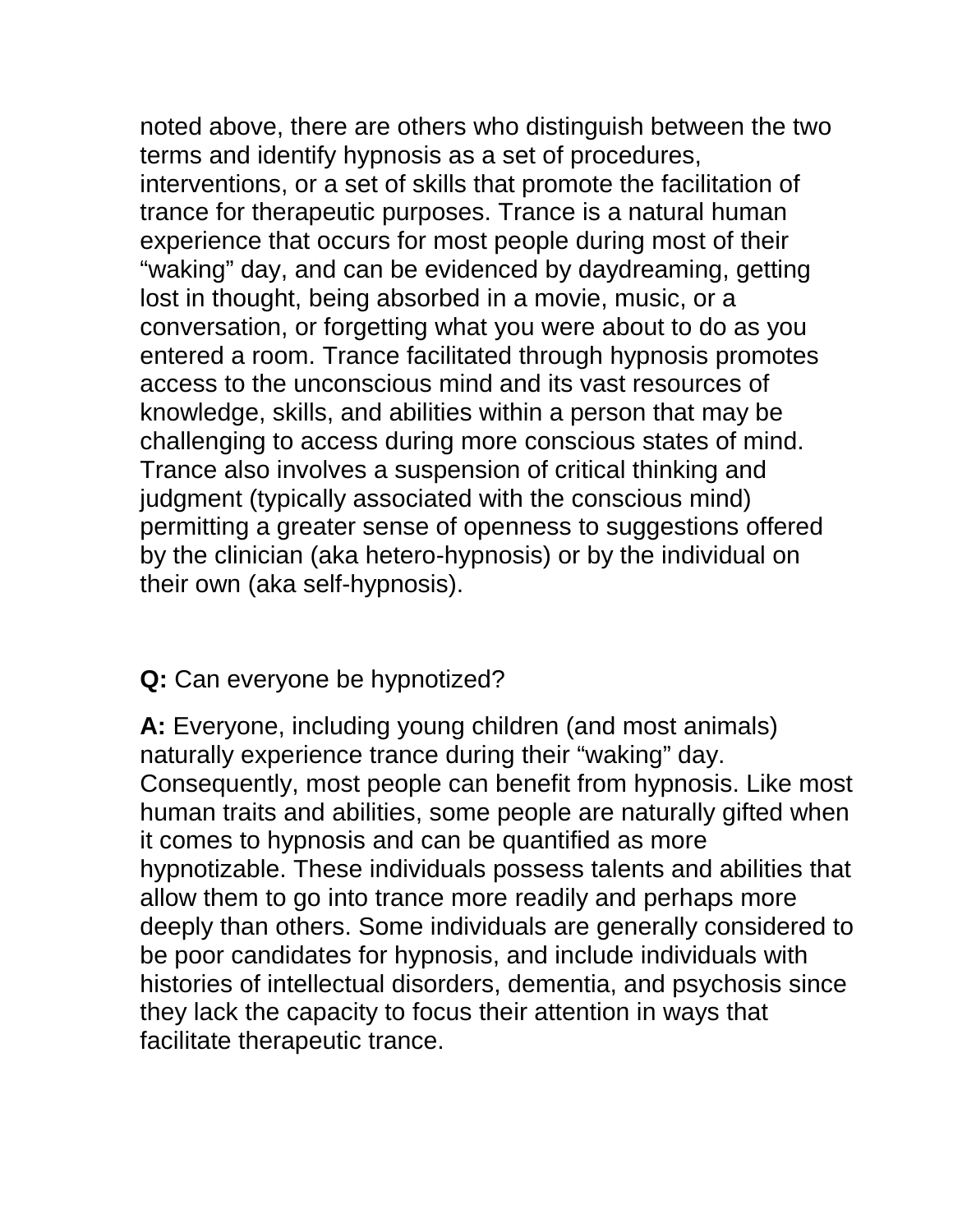noted above, there are others who distinguish between the two terms and identify hypnosis as a set of procedures, interventions, or a set of skills that promote the facilitation of trance for therapeutic purposes. Trance is a natural human experience that occurs for most people during most of their "waking" day, and can be evidenced by daydreaming, getting lost in thought, being absorbed in a movie, music, or a conversation, or forgetting what you were about to do as you entered a room. Trance facilitated through hypnosis promotes access to the unconscious mind and its vast resources of knowledge, skills, and abilities within a person that may be challenging to access during more conscious states of mind. Trance also involves a suspension of critical thinking and judgment (typically associated with the conscious mind) permitting a greater sense of openness to suggestions offered by the clinician (aka hetero-hypnosis) or by the individual on their own (aka self-hypnosis).

**Q:** Can everyone be hypnotized?

**A:** Everyone, including young children (and most animals) naturally experience trance during their "waking" day. Consequently, most people can benefit from hypnosis. Like most human traits and abilities, some people are naturally gifted when it comes to hypnosis and can be quantified as more hypnotizable. These individuals possess talents and abilities that allow them to go into trance more readily and perhaps more deeply than others. Some individuals are generally considered to be poor candidates for hypnosis, and include individuals with histories of intellectual disorders, dementia, and psychosis since they lack the capacity to focus their attention in ways that facilitate therapeutic trance.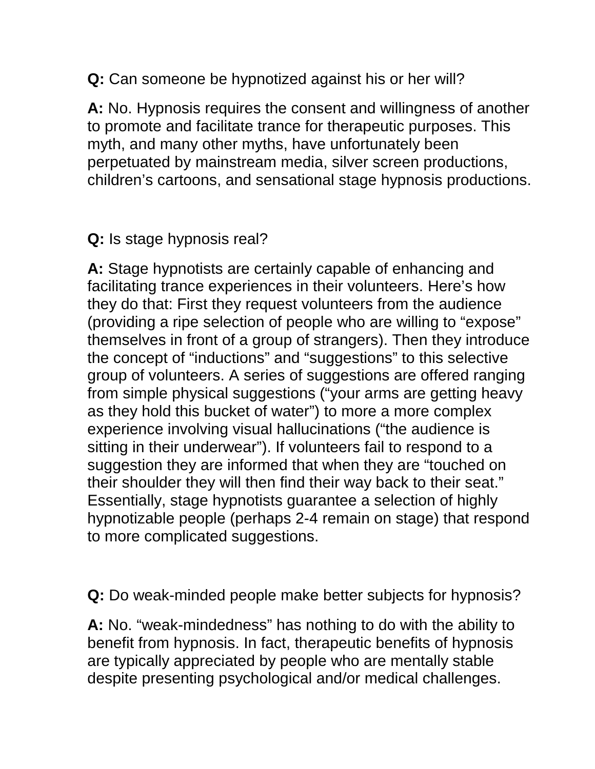**Q:** Can someone be hypnotized against his or her will?

**A:** No. Hypnosis requires the consent and willingness of another to promote and facilitate trance for therapeutic purposes. This myth, and many other myths, have unfortunately been perpetuated by mainstream media, silver screen productions, children's cartoons, and sensational stage hypnosis productions.

**Q:** Is stage hypnosis real?

**A:** Stage hypnotists are certainly capable of enhancing and facilitating trance experiences in their volunteers. Here's how they do that: First they request volunteers from the audience (providing a ripe selection of people who are willing to "expose" themselves in front of a group of strangers). Then they introduce the concept of "inductions" and "suggestions" to this selective group of volunteers. A series of suggestions are offered ranging from simple physical suggestions ("your arms are getting heavy as they hold this bucket of water") to more a more complex experience involving visual hallucinations ("the audience is sitting in their underwear"). If volunteers fail to respond to a suggestion they are informed that when they are "touched on their shoulder they will then find their way back to their seat." Essentially, stage hypnotists guarantee a selection of highly hypnotizable people (perhaps 2-4 remain on stage) that respond to more complicated suggestions.

**Q:** Do weak-minded people make better subjects for hypnosis?

**A:** No. "weak-mindedness" has nothing to do with the ability to benefit from hypnosis. In fact, therapeutic benefits of hypnosis are typically appreciated by people who are mentally stable despite presenting psychological and/or medical challenges.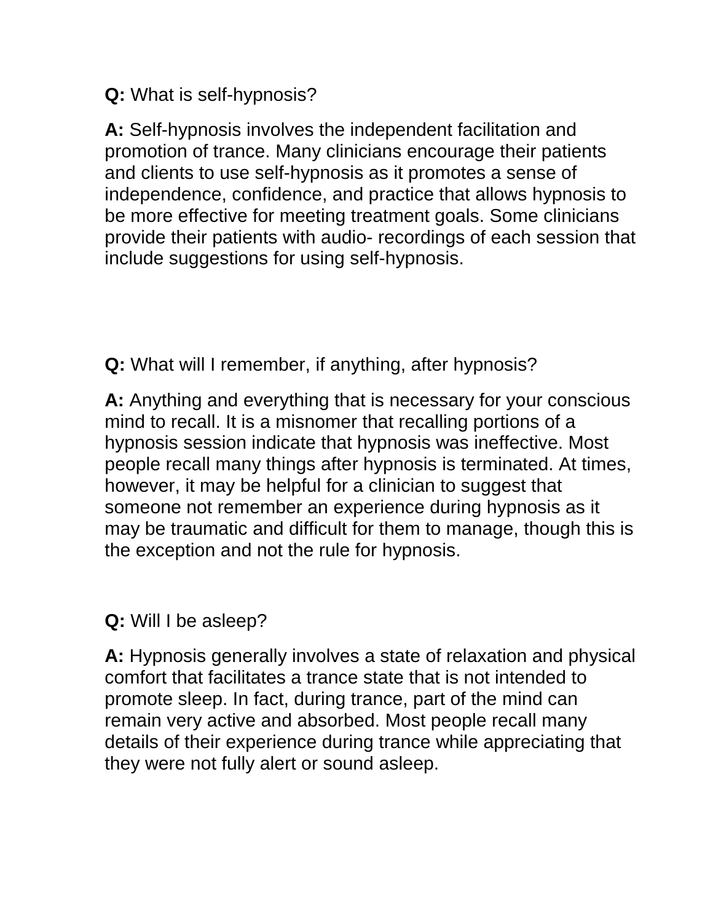**Q:** What is self-hypnosis?

**A:** Self-hypnosis involves the independent facilitation and promotion of trance. Many clinicians encourage their patients and clients to use self-hypnosis as it promotes a sense of independence, confidence, and practice that allows hypnosis to be more effective for meeting treatment goals. Some clinicians provide their patients with audio- recordings of each session that include suggestions for using self-hypnosis.

**Q:** What will I remember, if anything, after hypnosis?

**A:** Anything and everything that is necessary for your conscious mind to recall. It is a misnomer that recalling portions of a hypnosis session indicate that hypnosis was ineffective. Most people recall many things after hypnosis is terminated. At times, however, it may be helpful for a clinician to suggest that someone not remember an experience during hypnosis as it may be traumatic and difficult for them to manage, though this is the exception and not the rule for hypnosis.

**Q:** Will I be asleep?

**A:** Hypnosis generally involves a state of relaxation and physical comfort that facilitates a trance state that is not intended to promote sleep. In fact, during trance, part of the mind can remain very active and absorbed. Most people recall many details of their experience during trance while appreciating that they were not fully alert or sound asleep.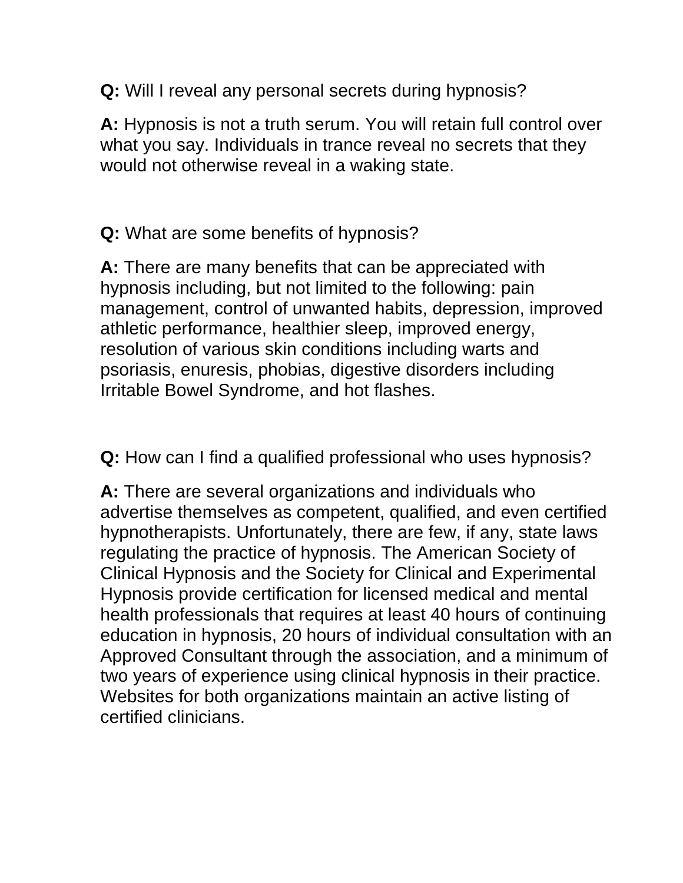**Q:** Will I reveal any personal secrets during hypnosis?

**A:** Hypnosis is not a truth serum. You will retain full control over what you say. Individuals in trance reveal no secrets that they would not otherwise reveal in a waking state.

**Q:** What are some benefits of hypnosis?

**A:** There are many benefits that can be appreciated with hypnosis including, but not limited to the following: pain management, control of unwanted habits, depression, improved athletic performance, healthier sleep, improved energy, resolution of various skin conditions including warts and psoriasis, enuresis, phobias, digestive disorders including Irritable Bowel Syndrome, and hot flashes.

**Q:** How can I find a qualified professional who uses hypnosis?

**A:** There are several organizations and individuals who advertise themselves as competent, qualified, and even certified hypnotherapists. Unfortunately, there are few, if any, state laws regulating the practice of hypnosis. The American Society of Clinical Hypnosis and the Society for Clinical and Experimental Hypnosis provide certification for licensed medical and mental health professionals that requires at least 40 hours of continuing education in hypnosis, 20 hours of individual consultation with an Approved Consultant through the association, and a minimum of two years of experience using clinical hypnosis in their practice. Websites for both organizations maintain an active listing of certified clinicians.